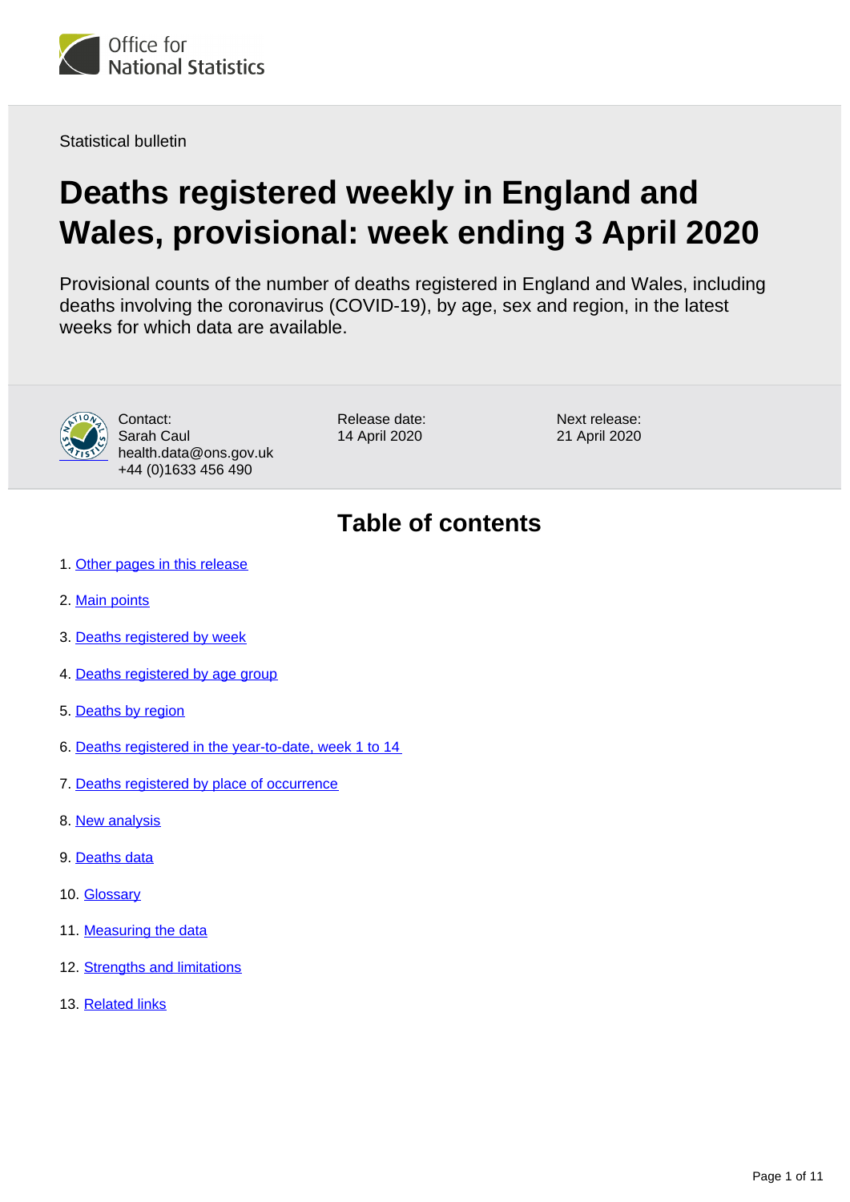Office for National Statistics

Statistical bulletin

# Deaths registered weekly in England and Wales, provisional: week ending 3 April 2020

Provisional counts of the number of deaths registered in England and Wales, including deaths involving the coronavirus (COVID-19), by age, sex and region, in the latest weeks for which data are available.

Contact:
Sarah Caul
health.data@ons.gov.uk
+44 (0)1633 456 490

Release date:
14 April 2020

Next release:
21 April 2020

## Table of contents

1. Other pages in this release
2. Main points
3. Deaths registered by week
4. Deaths registered by age group
5. Deaths by region
6. Deaths registered in the year-to-date, week 1 to 14
7. Deaths registered by place of occurrence
8. New analysis
9. Deaths data
10. Glossary
11. Measuring the data
12. Strengths and limitations
13. Related links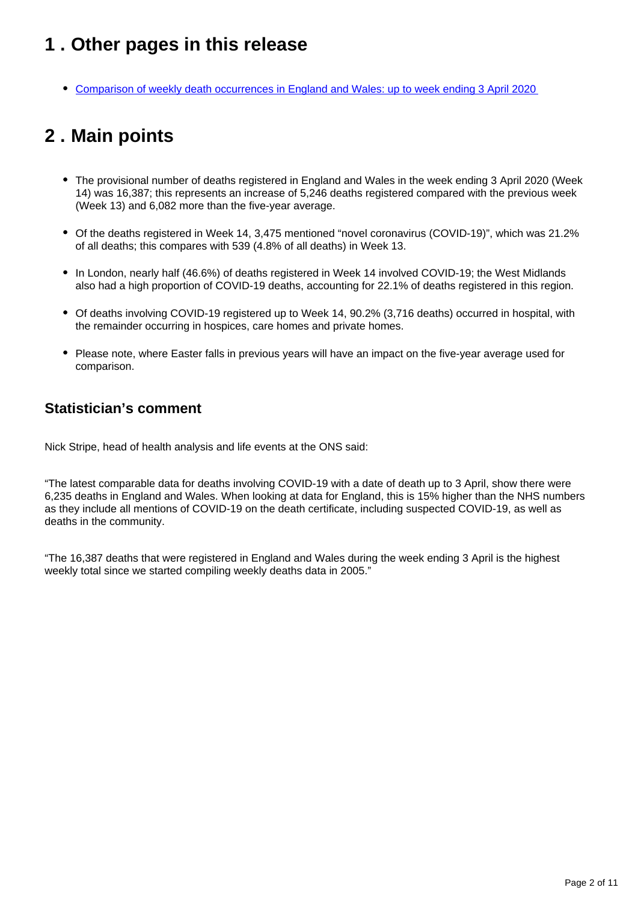## 1 . Other pages in this release

- [Comparison of weekly death occurrences in England and Wales: up to week ending 3 April 2020](#)

## 2 . Main points

- The provisional number of deaths registered in England and Wales in the week ending 3 April 2020 (Week 14) was 16,387; this represents an increase of 5,246 deaths registered compared with the previous week (Week 13) and 6,082 more than the five-year average.
- Of the deaths registered in Week 14, 3,475 mentioned "novel coronavirus (COVID-19)", which was 21.2% of all deaths; this compares with 539 (4.8% of all deaths) in Week 13.
- In London, nearly half (46.6%) of deaths registered in Week 14 involved COVID-19; the West Midlands also had a high proportion of COVID-19 deaths, accounting for 22.1% of deaths registered in this region.
- Of deaths involving COVID-19 registered up to Week 14, 90.2% (3,716 deaths) occurred in hospital, with the remainder occurring in hospices, care homes and private homes.
- Please note, where Easter falls in previous years will have an impact on the five-year average used for comparison.

### Statistician's comment

Nick Stripe, head of health analysis and life events at the ONS said:

"The latest comparable data for deaths involving COVID-19 with a date of death up to 3 April, show there were 6,235 deaths in England and Wales. When looking at data for England, this is 15% higher than the NHS numbers as they include all mentions of COVID-19 on the death certificate, including suspected COVID-19, as well as deaths in the community.

"The 16,387 deaths that were registered in England and Wales during the week ending 3 April is the highest weekly total since we started compiling weekly deaths data in 2005."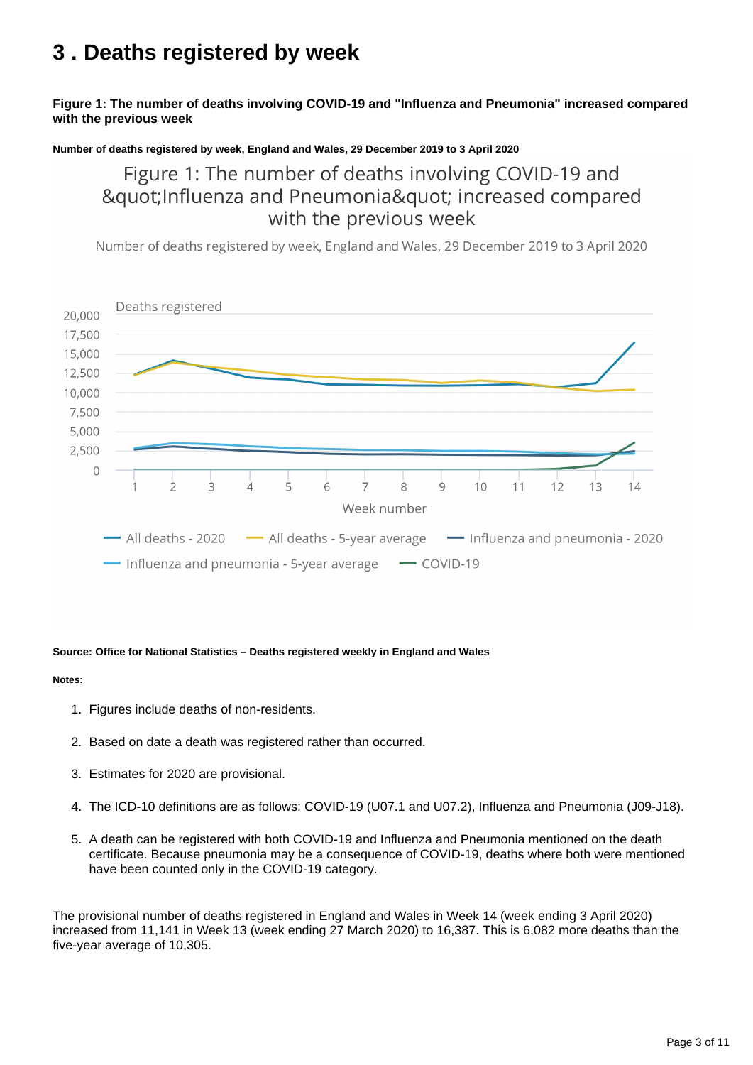# 3 . Deaths registered by week

**Figure 1: The number of deaths involving COVID-19 and "Influenza and Pneumonia" increased compared with the previous week**

**Number of deaths registered by week, England and Wales, 29 December 2019 to 3 April 2020**

**Source: Office for National Statistics – Deaths registered weekly in England and Wales**

**Notes:**

1. Figures include deaths of non-residents.
2. Based on date a death was registered rather than occurred.
3. Estimates for 2020 are provisional.
4. The ICD-10 definitions are as follows: COVID-19 (U07.1 and U07.2), Influenza and Pneumonia (J09-J18).
5. A death can be registered with both COVID-19 and Influenza and Pneumonia mentioned on the death certificate. Because pneumonia may be a consequence of COVID-19, deaths where both were mentioned have been counted only in the COVID-19 category.

The provisional number of deaths registered in England and Wales in Week 14 (week ending 3 April 2020) increased from 11,141 in Week 13 (week ending 27 March 2020) to 16,387. This is 6,082 more deaths than the five-year average of 10,305.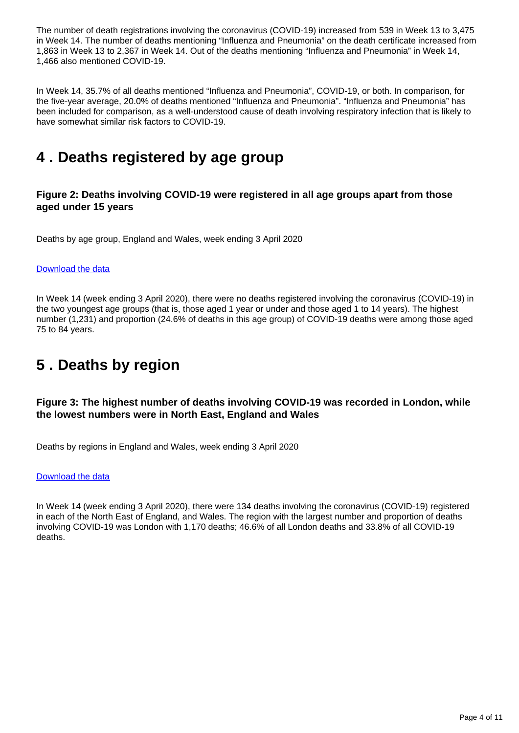The number of death registrations involving the coronavirus (COVID-19) increased from 539 in Week 13 to 3,475 in Week 14. The number of deaths mentioning "Influenza and Pneumonia" on the death certificate increased from 1,863 in Week 13 to 2,367 in Week 14. Out of the deaths mentioning "Influenza and Pneumonia" in Week 14, 1,466 also mentioned COVID-19.

In Week 14, 35.7% of all deaths mentioned "Influenza and Pneumonia", COVID-19, or both. In comparison, for the five-year average, 20.0% of deaths mentioned "Influenza and Pneumonia". "Influenza and Pneumonia" has been included for comparison, as a well-understood cause of death involving respiratory infection that is likely to have somewhat similar risk factors to COVID-19.

## 4 . Deaths registered by age group

### Figure 2: Deaths involving COVID-19 were registered in all age groups apart from those aged under 15 years

Deaths by age group, England and Wales, week ending 3 April 2020

[Download the data]

In Week 14 (week ending 3 April 2020), there were no deaths registered involving the coronavirus (COVID-19) in the two youngest age groups (that is, those aged 1 year or under and those aged 1 to 14 years). The highest number (1,231) and proportion (24.6% of deaths in this age group) of COVID-19 deaths were among those aged 75 to 84 years.

## 5 . Deaths by region

### Figure 3: The highest number of deaths involving COVID-19 was recorded in London, while the lowest numbers were in North East, England and Wales

Deaths by regions in England and Wales, week ending 3 April 2020

[Download the data]

In Week 14 (week ending 3 April 2020), there were 134 deaths involving the coronavirus (COVID-19) registered in each of the North East of England, and Wales. The region with the largest number and proportion of deaths involving COVID-19 was London with 1,170 deaths; 46.6% of all London deaths and 33.8% of all COVID-19 deaths.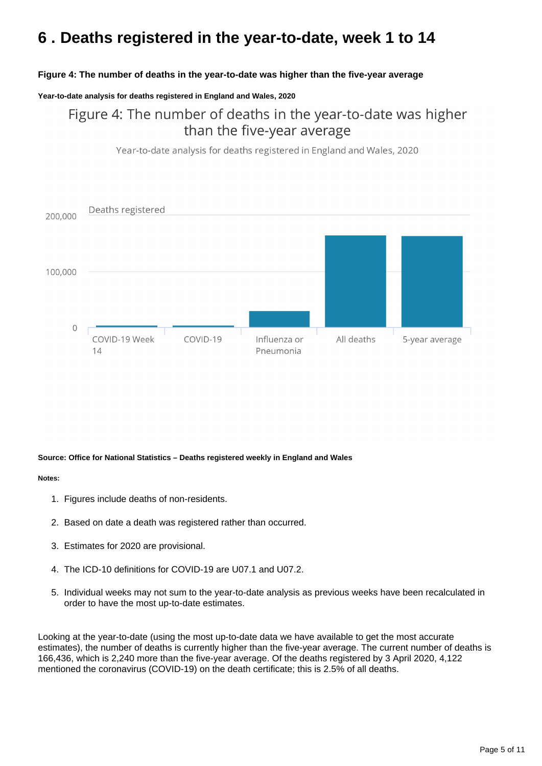# 6 . Deaths registered in the year-to-date, week 1 to 14

**Figure 4: The number of deaths in the year-to-date was higher than the five-year average**

**Year-to-date analysis for deaths registered in England and Wales, 2020**

Figure 4: The number of deaths in the year-to-date was higher than the five-year average

Year-to-date analysis for deaths registered in England and Wales, 2020

Deaths registered

200,000

100,000

0

COVID-19 Week 14 | COVID-19 | Influenza or Pneumonia | All deaths | 5-year average

**Source: Office for National Statistics – Deaths registered weekly in England and Wales**

**Notes:**

1. Figures include deaths of non-residents.
2. Based on date a death was registered rather than occurred.
3. Estimates for 2020 are provisional.
4. The ICD-10 definitions for COVID-19 are U07.1 and U07.2.
5. Individual weeks may not sum to the year-to-date analysis as previous weeks have been recalculated in order to have the most up-to-date estimates.

Looking at the year-to-date (using the most up-to-date data we have available to get the most accurate estimates), the number of deaths is currently higher than the five-year average. The current number of deaths is 166,436, which is 2,240 more than the five-year average. Of the deaths registered by 3 April 2020, 4,122 mentioned the coronavirus (COVID-19) on the death certificate; this is 2.5% of all deaths.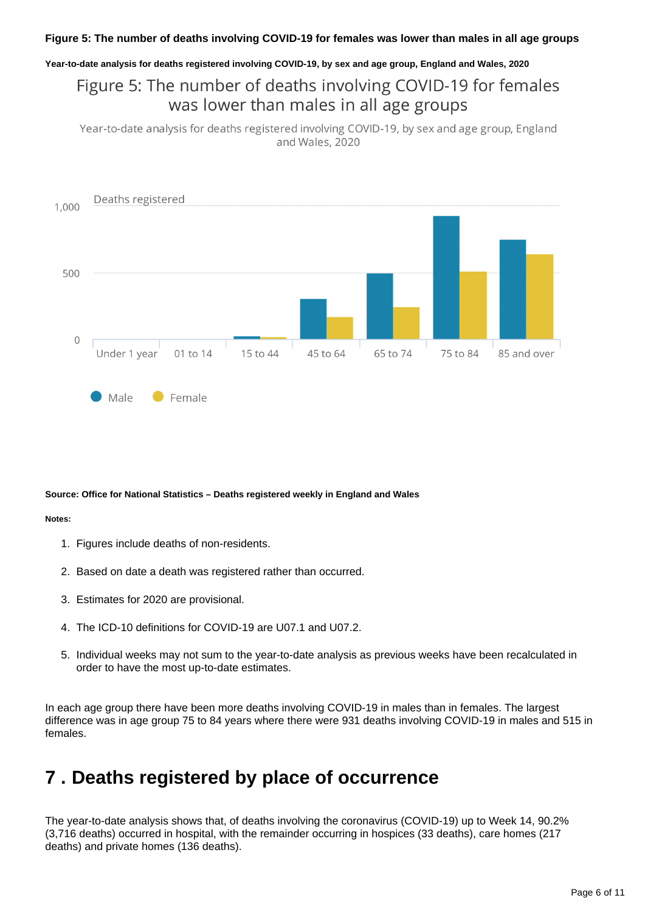**Figure 5: The number of deaths involving COVID-19 for females was lower than males in all age groups**

**Year-to-date analysis for deaths registered involving COVID-19, by sex and age group, England and Wales, 2020**

Figure 5: The number of deaths involving COVID-19 for females was lower than males in all age groups

Year-to-date analysis for deaths registered involving COVID-19, by sex and age group, England and Wales, 2020

Deaths registered

1,000

500

0

Under 1 year | 01 to 14 | 15 to 44 | 45 to 64 | 65 to 74 | 75 to 84 | 85 and over

Male | Female

**Source: Office for National Statistics – Deaths registered weekly in England and Wales**

**Notes:**

1. Figures include deaths of non-residents.
2. Based on date a death was registered rather than occurred.
3. Estimates for 2020 are provisional.
4. The ICD-10 definitions for COVID-19 are U07.1 and U07.2.
5. Individual weeks may not sum to the year-to-date analysis as previous weeks have been recalculated in order to have the most up-to-date estimates.

In each age group there have been more deaths involving COVID-19 in males than in females. The largest difference was in age group 75 to 84 years where there were 931 deaths involving COVID-19 in males and 515 in females.

## 7 . Deaths registered by place of occurrence

The year-to-date analysis shows that, of deaths involving the coronavirus (COVID-19) up to Week 14, 90.2% (3,716 deaths) occurred in hospital, with the remainder occurring in hospices (33 deaths), care homes (217 deaths) and private homes (136 deaths).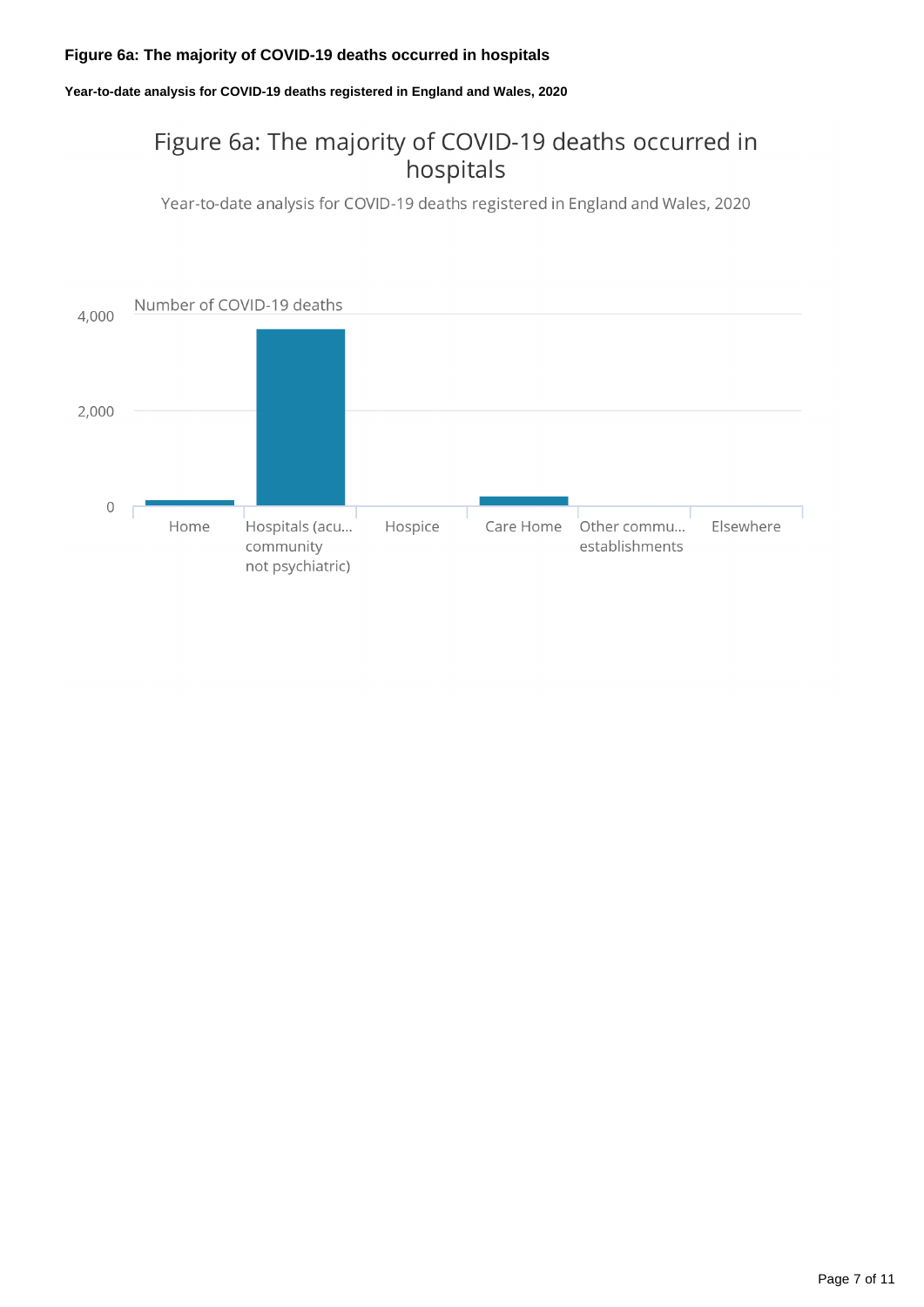### Figure 6a: The majority of COVID-19 deaths occurred in hospitals

**Year-to-date analysis for COVID-19 deaths registered in England and Wales, 2020**

Figure 6a: The majority of COVID-19 deaths occurred in hospitals

Year-to-date analysis for COVID-19 deaths registered in England and Wales, 2020

Number of COVID-19 deaths

4,000

2,000

0

Home | Hospitals (acu... community not psychiatric) | Hospice | Care Home | Other commu... establishments | Elsewhere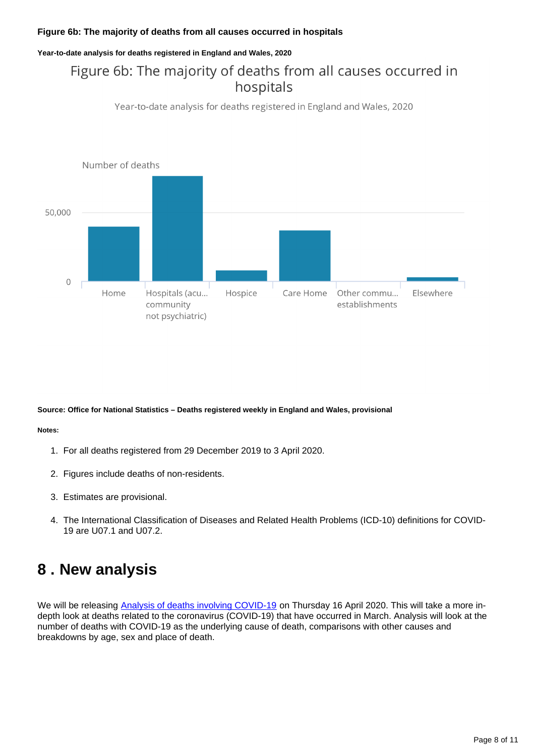**Figure 6b: The majority of deaths from all causes occurred in hospitals**

**Year-to-date analysis for deaths registered in England and Wales, 2020**

Figure 6b: The majority of deaths from all causes occurred in hospitals

Year-to-date analysis for deaths registered in England and Wales, 2020

Number of deaths

50,000

0

Home | Hospitals (acu... community not psychiatric) | Hospice | Care Home | Other commu... establishments | Elsewhere

**Source: Office for National Statistics – Deaths registered weekly in England and Wales, provisional**

**Notes:**

1. For all deaths registered from 29 December 2019 to 3 April 2020.
2. Figures include deaths of non-residents.
3. Estimates are provisional.
4. The International Classification of Diseases and Related Health Problems (ICD-10) definitions for COVID-19 are U07.1 and U07.2.

# 8 . New analysis

We will be releasing Analysis of deaths involving COVID-19 on Thursday 16 April 2020. This will take a more in-depth look at deaths related to the coronavirus (COVID-19) that have occurred in March. Analysis will look at the number of deaths with COVID-19 as the underlying cause of death, comparisons with other causes and breakdowns by age, sex and place of death.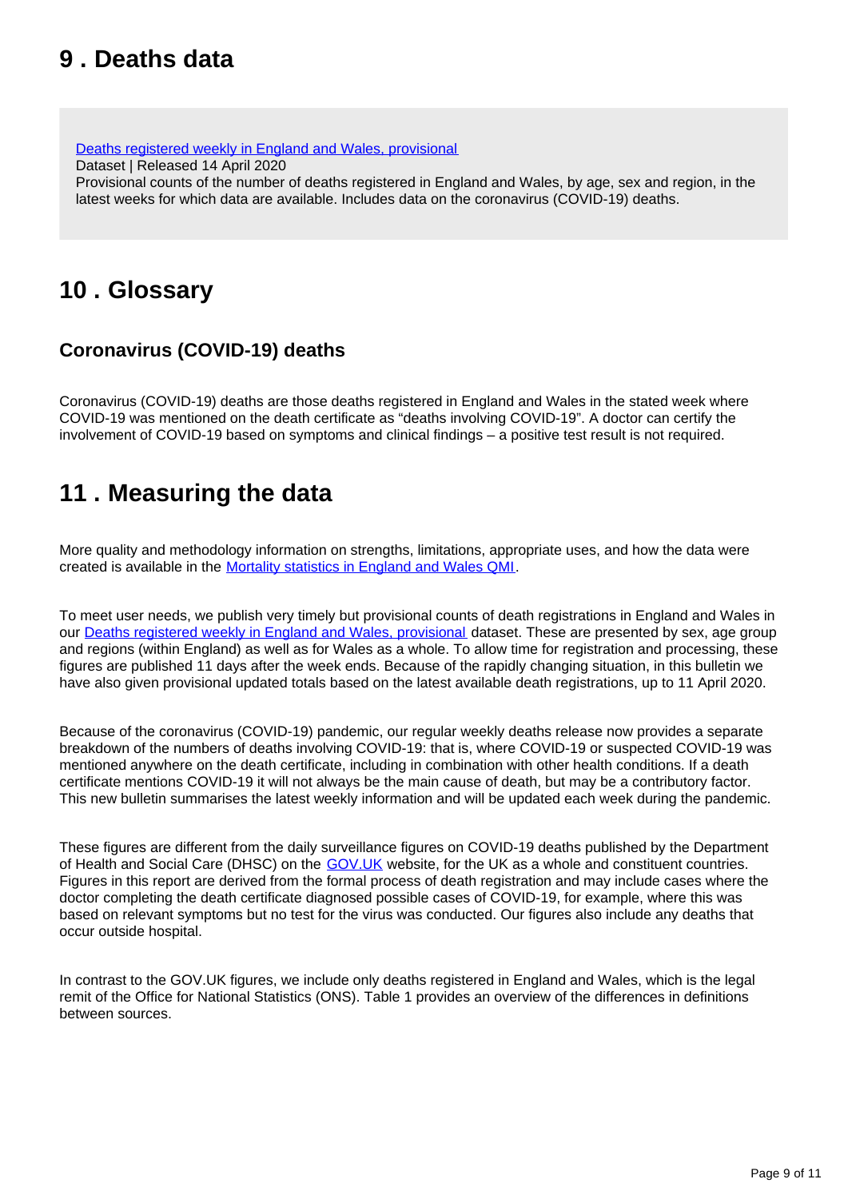## 9 . Deaths data

[Deaths registered weekly in England and Wales, provisional](#)
Dataset | Released 14 April 2020
Provisional counts of the number of deaths registered in England and Wales, by age, sex and region, in the latest weeks for which data are available. Includes data on the coronavirus (COVID-19) deaths.

## 10 . Glossary

### Coronavirus (COVID-19) deaths

Coronavirus (COVID-19) deaths are those deaths registered in England and Wales in the stated week where COVID-19 was mentioned on the death certificate as "deaths involving COVID-19". A doctor can certify the involvement of COVID-19 based on symptoms and clinical findings – a positive test result is not required.

## 11 . Measuring the data

More quality and methodology information on strengths, limitations, appropriate uses, and how the data were created is available in the [Mortality statistics in England and Wales QMI](#).

To meet user needs, we publish very timely but provisional counts of death registrations in England and Wales in our [Deaths registered weekly in England and Wales, provisional](#) dataset. These are presented by sex, age group and regions (within England) as well as for Wales as a whole. To allow time for registration and processing, these figures are published 11 days after the week ends. Because of the rapidly changing situation, in this bulletin we have also given provisional updated totals based on the latest available death registrations, up to 11 April 2020.

Because of the coronavirus (COVID-19) pandemic, our regular weekly deaths release now provides a separate breakdown of the numbers of deaths involving COVID-19: that is, where COVID-19 or suspected COVID-19 was mentioned anywhere on the death certificate, including in combination with other health conditions. If a death certificate mentions COVID-19 it will not always be the main cause of death, but may be a contributory factor. This new bulletin summarises the latest weekly information and will be updated each week during the pandemic.

These figures are different from the daily surveillance figures on COVID-19 deaths published by the Department of Health and Social Care (DHSC) on the [GOV.UK](#) website, for the UK as a whole and constituent countries. Figures in this report are derived from the formal process of death registration and may include cases where the doctor completing the death certificate diagnosed possible cases of COVID-19, for example, where this was based on relevant symptoms but no test for the virus was conducted. Our figures also include any deaths that occur outside hospital.

In contrast to the GOV.UK figures, we include only deaths registered in England and Wales, which is the legal remit of the Office for National Statistics (ONS). Table 1 provides an overview of the differences in definitions between sources.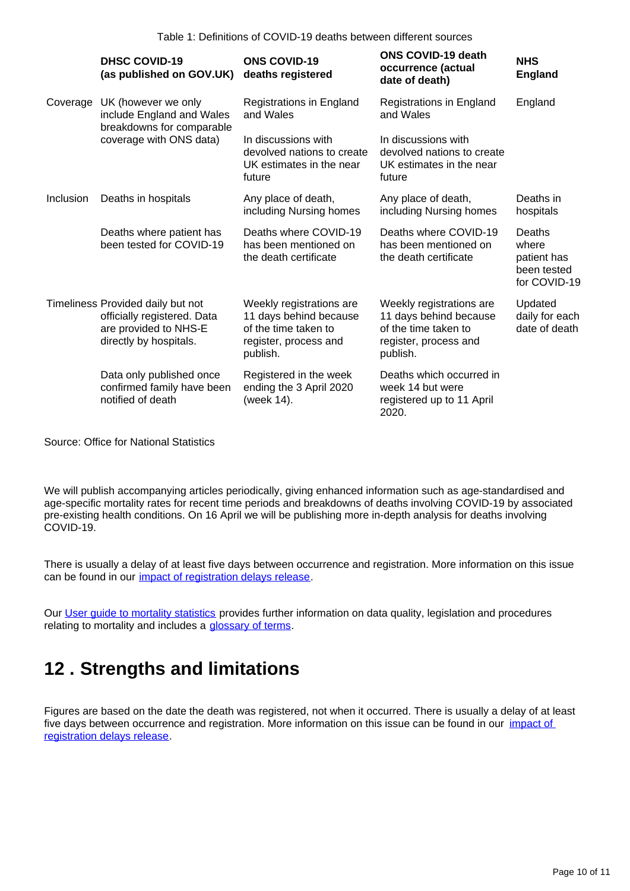Table 1: Definitions of COVID-19 deaths between different sources

| | DHSC COVID-19 (as published on GOV.UK) | ONS COVID-19 deaths registered | ONS COVID-19 death occurrence (actual date of death) | NHS England |
|---|---|---|---|---|
| Coverage | UK (however we only include England and Wales breakdowns for comparable coverage with ONS data) | Registrations in England and Wales | Registrations in England and Wales | England |
| | | In discussions with devolved nations to create UK estimates in the near future | In discussions with devolved nations to create UK estimates in the near future | |
| Inclusion | Deaths in hospitals | Any place of death, including Nursing homes | Any place of death, including Nursing homes | Deaths in hospitals |
| | Deaths where patient has been tested for COVID-19 | Deaths where COVID-19 has been mentioned on the death certificate | Deaths where COVID-19 has been mentioned on the death certificate | Deaths where patient has been tested for COVID-19 |
| Timeliness | Provided daily but not officially registered. Data are provided to NHS-E directly by hospitals. | Weekly registrations are 11 days behind because of the time taken to register, process and publish. | Weekly registrations are 11 days behind because of the time taken to register, process and publish. | Updated daily for each date of death |
| | Data only published once confirmed family have been notified of death | Registered in the week ending the 3 April 2020 (week 14). | Deaths which occurred in week 14 but were registered up to 11 April 2020. | |

Source: Office for National Statistics

We will publish accompanying articles periodically, giving enhanced information such as age-standardised and age-specific mortality rates for recent time periods and breakdowns of deaths involving COVID-19 by associated pre-existing health conditions. On 16 April we will be publishing more in-depth analysis for deaths involving COVID-19.

There is usually a delay of at least five days between occurrence and registration. More information on this issue can be found in our impact of registration delays release.

Our User guide to mortality statistics provides further information on data quality, legislation and procedures relating to mortality and includes a glossary of terms.

## 12 . Strengths and limitations

Figures are based on the date the death was registered, not when it occurred. There is usually a delay of at least five days between occurrence and registration. More information on this issue can be found in our impact of registration delays release.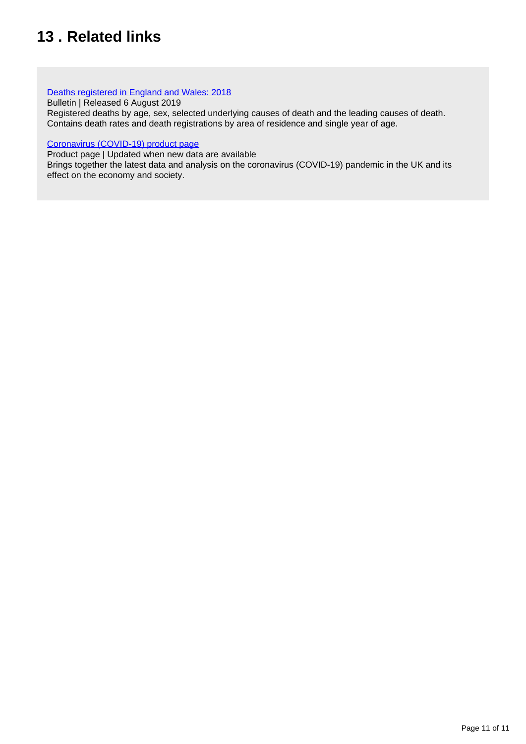## 13 . Related links

[Deaths registered in England and Wales: 2018](#)
Bulletin | Released 6 August 2019
Registered deaths by age, sex, selected underlying causes of death and the leading causes of death. Contains death rates and death registrations by area of residence and single year of age.

[Coronavirus (COVID-19) product page](#)
Product page | Updated when new data are available
Brings together the latest data and analysis on the coronavirus (COVID-19) pandemic in the UK and its effect on the economy and society.